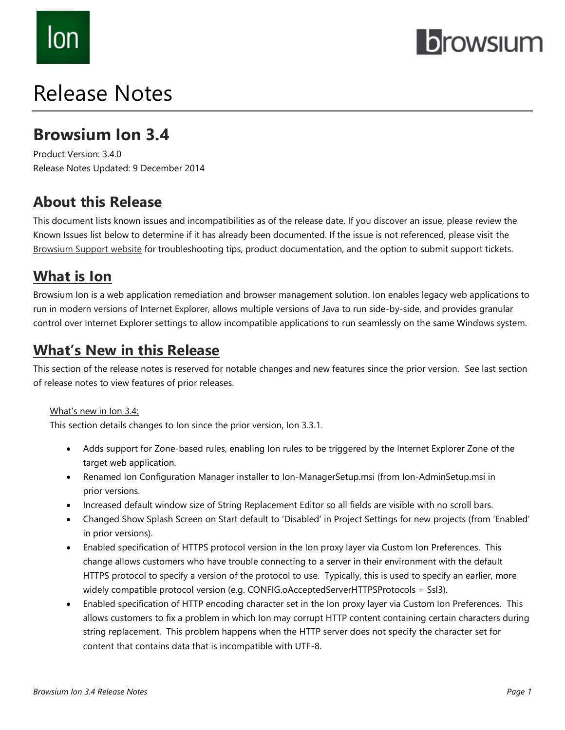# Release Notes

## Browsium Ion 3.4

Product Version: 3.4.0
Release Notes Updated: 9 December 2014

## About this Release

This document lists known issues and incompatibilities as of the release date. If you discover an issue, please review the Known Issues list below to determine if it has already been documented. If the issue is not referenced, please visit the Browsium Support website for troubleshooting tips, product documentation, and the option to submit support tickets.

## What is Ion

Browsium Ion is a web application remediation and browser management solution. Ion enables legacy web applications to run in modern versions of Internet Explorer, allows multiple versions of Java to run side-by-side, and provides granular control over Internet Explorer settings to allow incompatible applications to run seamlessly on the same Windows system.

## What's New in this Release

This section of the release notes is reserved for notable changes and new features since the prior version. See last section of release notes to view features of prior releases.

What's new in Ion 3.4:

This section details changes to Ion since the prior version, Ion 3.3.1.

- Adds support for Zone-based rules, enabling Ion rules to be triggered by the Internet Explorer Zone of the target web application.
- Renamed Ion Configuration Manager installer to Ion-ManagerSetup.msi (from Ion-AdminSetup.msi in prior versions.
- Increased default window size of String Replacement Editor so all fields are visible with no scroll bars.
- Changed Show Splash Screen on Start default to 'Disabled' in Project Settings for new projects (from 'Enabled' in prior versions).
- Enabled specification of HTTPS protocol version in the Ion proxy layer via Custom Ion Preferences. This change allows customers who have trouble connecting to a server in their environment with the default HTTPS protocol to specify a version of the protocol to use. Typically, this is used to specify an earlier, more widely compatible protocol version (e.g. CONFIG.oAcceptedServerHTTPSProtocols = Ssl3).
- Enabled specification of HTTP encoding character set in the Ion proxy layer via Custom Ion Preferences. This allows customers to fix a problem in which Ion may corrupt HTTP content containing certain characters during string replacement. This problem happens when the HTTP server does not specify the character set for content that contains data that is incompatible with UTF-8.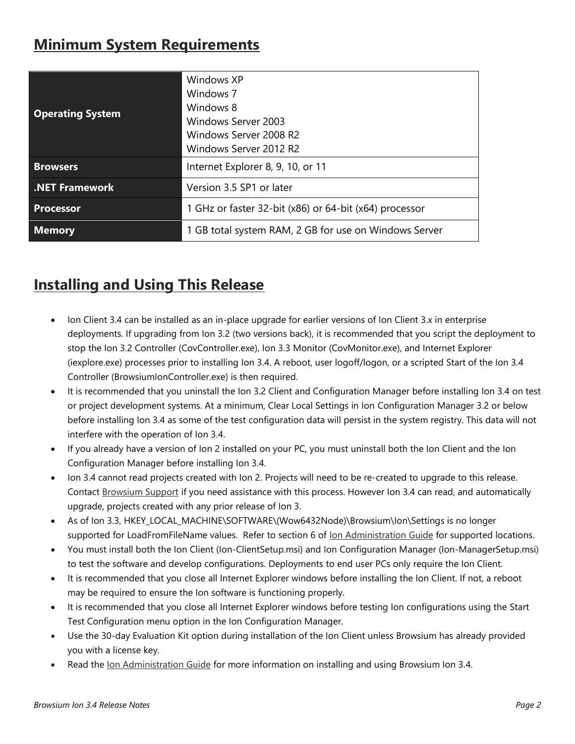## Minimum System Requirements

| | |
|---|---|
| **Operating System** | Windows XP<br>Windows 7<br>Windows 8<br>Windows Server 2003<br>Windows Server 2008 R2<br>Windows Server 2012 R2 |
| **Browsers** | Internet Explorer 8, 9, 10, or 11 |
| **.NET Framework** | Version 3.5 SP1 or later |
| **Processor** | 1 GHz or faster 32-bit (x86) or 64-bit (x64) processor |
| **Memory** | 1 GB total system RAM, 2 GB for use on Windows Server |

## Installing and Using This Release

- Ion Client 3.4 can be installed as an in-place upgrade for earlier versions of Ion Client 3.x in enterprise deployments. If upgrading from Ion 3.2 (two versions back), it is recommended that you script the deployment to stop the Ion 3.2 Controller (CovController.exe), Ion 3.3 Monitor (CovMonitor.exe), and Internet Explorer (iexplore.exe) processes prior to installing Ion 3.4. A reboot, user logoff/logon, or a scripted Start of the Ion 3.4 Controller (BrowsiumIonController.exe) is then required.
- It is recommended that you uninstall the Ion 3.2 Client and Configuration Manager before installing Ion 3.4 on test or project development systems. At a minimum, Clear Local Settings in Ion Configuration Manager 3.2 or below before installing Ion 3.4 as some of the test configuration data will persist in the system registry. This data will not interfere with the operation of Ion 3.4.
- If you already have a version of Ion 2 installed on your PC, you must uninstall both the Ion Client and the Ion Configuration Manager before installing Ion 3.4.
- Ion 3.4 cannot read projects created with Ion 2. Projects will need to be re-created to upgrade to this release. Contact Browsium Support if you need assistance with this process. However Ion 3.4 can read, and automatically upgrade, projects created with any prior release of Ion 3.
- As of Ion 3.3, HKEY_LOCAL_MACHINE\SOFTWARE\(Wow6432Node)\Browsium\Ion\Settings is no longer supported for LoadFromFileName values. Refer to section 6 of Ion Administration Guide for supported locations.
- You must install both the Ion Client (Ion-ClientSetup.msi) and Ion Configuration Manager (Ion-ManagerSetup.msi) to test the software and develop configurations. Deployments to end user PCs only require the Ion Client.
- It is recommended that you close all Internet Explorer windows before installing the Ion Client. If not, a reboot may be required to ensure the Ion software is functioning properly.
- It is recommended that you close all Internet Explorer windows before testing Ion configurations using the Start Test Configuration menu option in the Ion Configuration Manager.
- Use the 30-day Evaluation Kit option during installation of the Ion Client unless Browsium has already provided you with a license key.
- Read the Ion Administration Guide for more information on installing and using Browsium Ion 3.4.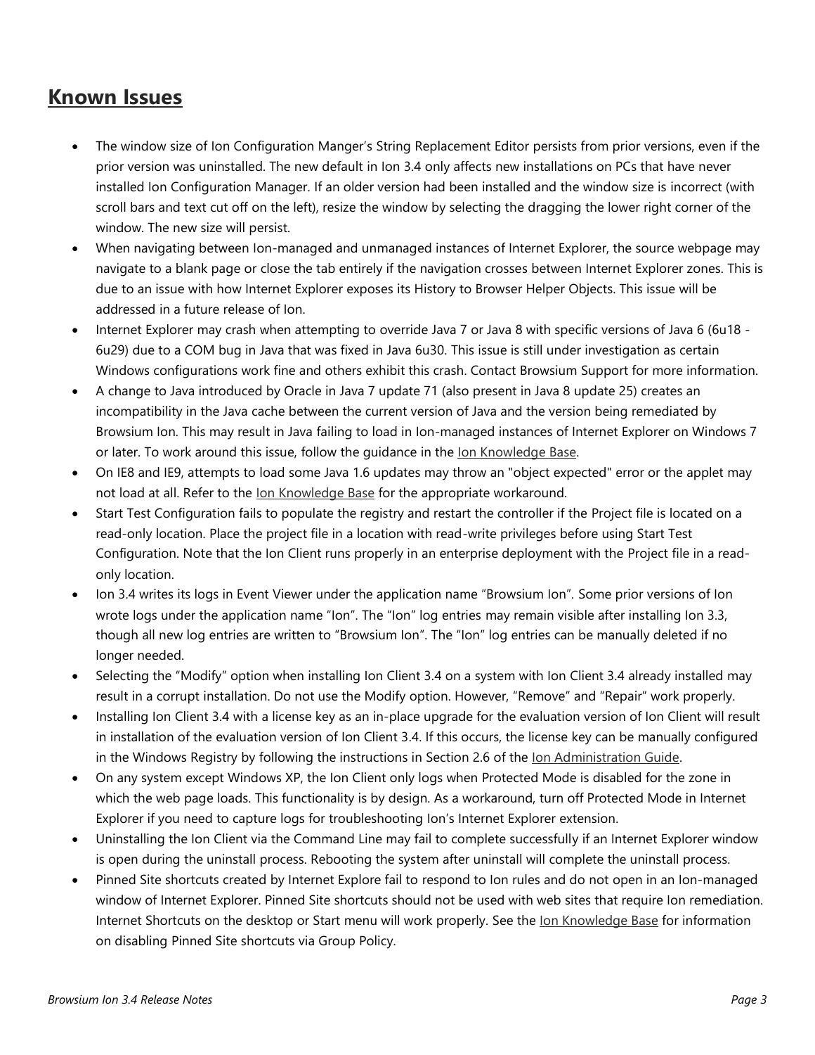## Known Issues

- The window size of Ion Configuration Manger's String Replacement Editor persists from prior versions, even if the prior version was uninstalled. The new default in Ion 3.4 only affects new installations on PCs that have never installed Ion Configuration Manager. If an older version had been installed and the window size is incorrect (with scroll bars and text cut off on the left), resize the window by selecting the dragging the lower right corner of the window. The new size will persist.
- When navigating between Ion-managed and unmanaged instances of Internet Explorer, the source webpage may navigate to a blank page or close the tab entirely if the navigation crosses between Internet Explorer zones. This is due to an issue with how Internet Explorer exposes its History to Browser Helper Objects. This issue will be addressed in a future release of Ion.
- Internet Explorer may crash when attempting to override Java 7 or Java 8 with specific versions of Java 6 (6u18 - 6u29) due to a COM bug in Java that was fixed in Java 6u30. This issue is still under investigation as certain Windows configurations work fine and others exhibit this crash. Contact Browsium Support for more information.
- A change to Java introduced by Oracle in Java 7 update 71 (also present in Java 8 update 25) creates an incompatibility in the Java cache between the current version of Java and the version being remediated by Browsium Ion. This may result in Java failing to load in Ion-managed instances of Internet Explorer on Windows 7 or later. To work around this issue, follow the guidance in the Ion Knowledge Base.
- On IE8 and IE9, attempts to load some Java 1.6 updates may throw an "object expected" error or the applet may not load at all. Refer to the Ion Knowledge Base for the appropriate workaround.
- Start Test Configuration fails to populate the registry and restart the controller if the Project file is located on a read-only location. Place the project file in a location with read-write privileges before using Start Test Configuration. Note that the Ion Client runs properly in an enterprise deployment with the Project file in a read-only location.
- Ion 3.4 writes its logs in Event Viewer under the application name "Browsium Ion". Some prior versions of Ion wrote logs under the application name "Ion". The "Ion" log entries may remain visible after installing Ion 3.3, though all new log entries are written to "Browsium Ion". The "Ion" log entries can be manually deleted if no longer needed.
- Selecting the "Modify" option when installing Ion Client 3.4 on a system with Ion Client 3.4 already installed may result in a corrupt installation. Do not use the Modify option. However, "Remove" and "Repair" work properly.
- Installing Ion Client 3.4 with a license key as an in-place upgrade for the evaluation version of Ion Client will result in installation of the evaluation version of Ion Client 3.4. If this occurs, the license key can be manually configured in the Windows Registry by following the instructions in Section 2.6 of the Ion Administration Guide.
- On any system except Windows XP, the Ion Client only logs when Protected Mode is disabled for the zone in which the web page loads. This functionality is by design. As a workaround, turn off Protected Mode in Internet Explorer if you need to capture logs for troubleshooting Ion's Internet Explorer extension.
- Uninstalling the Ion Client via the Command Line may fail to complete successfully if an Internet Explorer window is open during the uninstall process. Rebooting the system after uninstall will complete the uninstall process.
- Pinned Site shortcuts created by Internet Explore fail to respond to Ion rules and do not open in an Ion-managed window of Internet Explorer. Pinned Site shortcuts should not be used with web sites that require Ion remediation. Internet Shortcuts on the desktop or Start menu will work properly. See the Ion Knowledge Base for information on disabling Pinned Site shortcuts via Group Policy.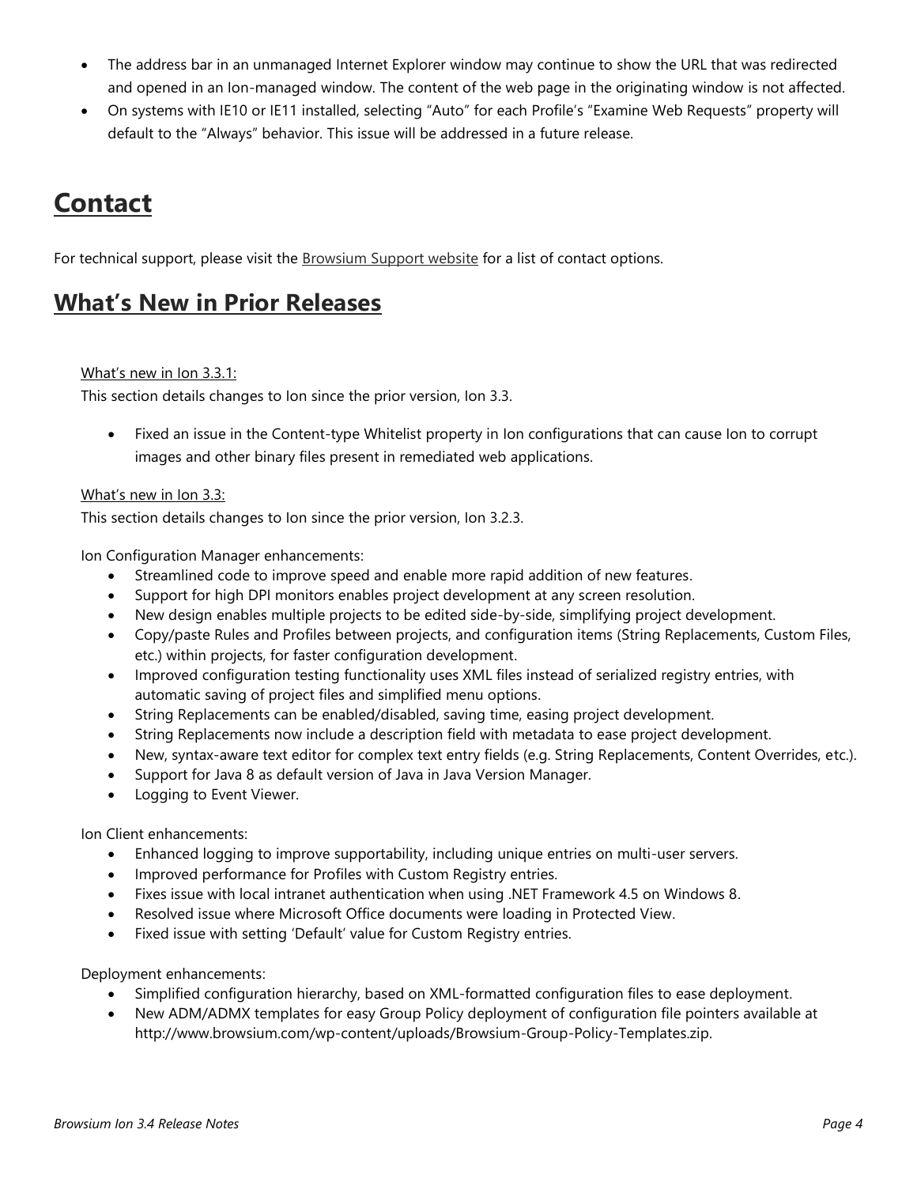- The address bar in an unmanaged Internet Explorer window may continue to show the URL that was redirected and opened in an Ion-managed window. The content of the web page in the originating window is not affected.
- On systems with IE10 or IE11 installed, selecting "Auto" for each Profile's "Examine Web Requests" property will default to the "Always" behavior. This issue will be addressed in a future release.

# Contact

For technical support, please visit the Browsium Support website for a list of contact options.

## What's New in Prior Releases

What's new in Ion 3.3.1:

This section details changes to Ion since the prior version, Ion 3.3.

- Fixed an issue in the Content-type Whitelist property in Ion configurations that can cause Ion to corrupt images and other binary files present in remediated web applications.

What's new in Ion 3.3:

This section details changes to Ion since the prior version, Ion 3.2.3.

Ion Configuration Manager enhancements:

- Streamlined code to improve speed and enable more rapid addition of new features.
- Support for high DPI monitors enables project development at any screen resolution.
- New design enables multiple projects to be edited side-by-side, simplifying project development.
- Copy/paste Rules and Profiles between projects, and configuration items (String Replacements, Custom Files, etc.) within projects, for faster configuration development.
- Improved configuration testing functionality uses XML files instead of serialized registry entries, with automatic saving of project files and simplified menu options.
- String Replacements can be enabled/disabled, saving time, easing project development.
- String Replacements now include a description field with metadata to ease project development.
- New, syntax-aware text editor for complex text entry fields (e.g. String Replacements, Content Overrides, etc.).
- Support for Java 8 as default version of Java in Java Version Manager.
- Logging to Event Viewer.

Ion Client enhancements:

- Enhanced logging to improve supportability, including unique entries on multi-user servers.
- Improved performance for Profiles with Custom Registry entries.
- Fixes issue with local intranet authentication when using .NET Framework 4.5 on Windows 8.
- Resolved issue where Microsoft Office documents were loading in Protected View.
- Fixed issue with setting 'Default' value for Custom Registry entries.

Deployment enhancements:

- Simplified configuration hierarchy, based on XML-formatted configuration files to ease deployment.
- New ADM/ADMX templates for easy Group Policy deployment of configuration file pointers available at http://www.browsium.com/wp-content/uploads/Browsium-Group-Policy-Templates.zip.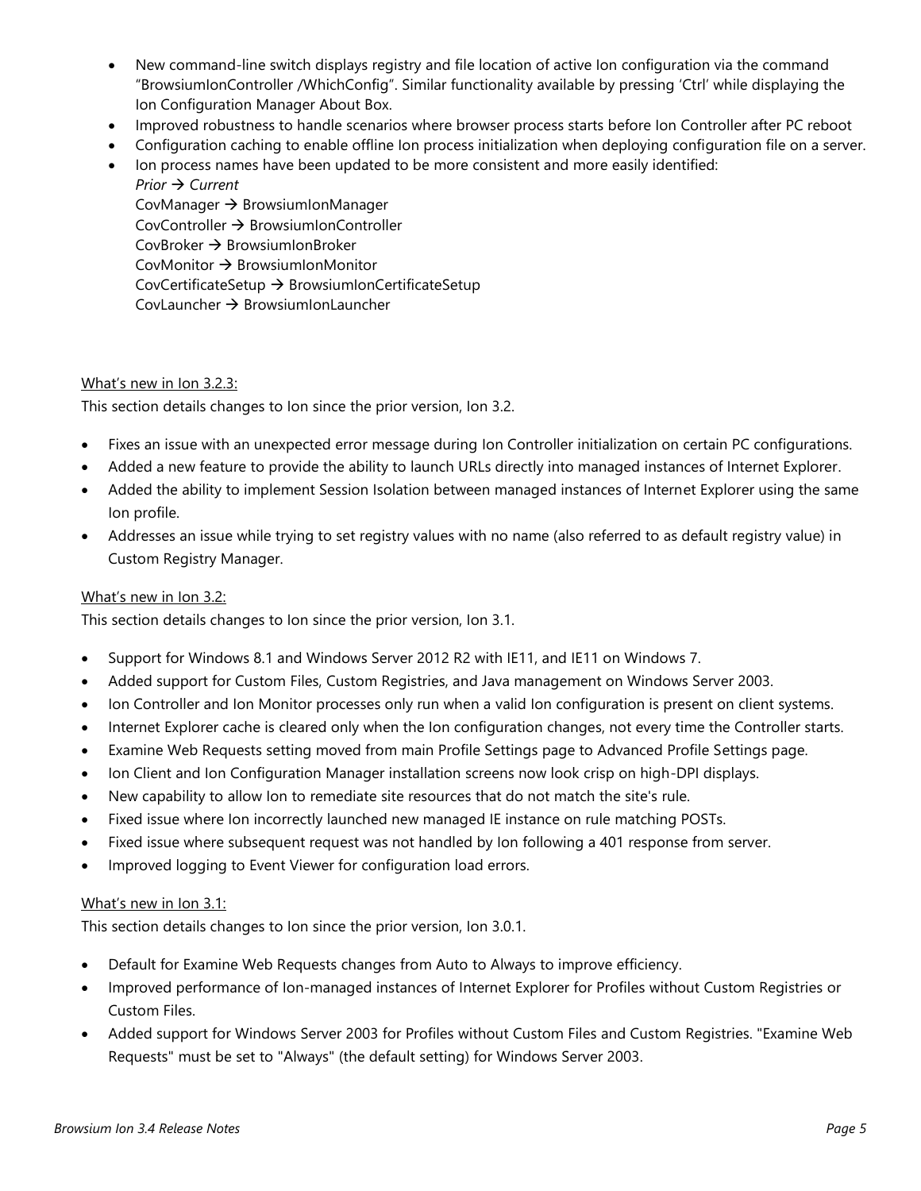- New command-line switch displays registry and file location of active Ion configuration via the command "BrowsiumIonController /WhichConfig". Similar functionality available by pressing 'Ctrl' while displaying the Ion Configuration Manager About Box.
- Improved robustness to handle scenarios where browser process starts before Ion Controller after PC reboot
- Configuration caching to enable offline Ion process initialization when deploying configuration file on a server.
- Ion process names have been updated to be more consistent and more easily identified:
  *Prior → Current*
  CovManager → BrowsiumIonManager
  CovController → BrowsiumIonController
  CovBroker → BrowsiumIonBroker
  CovMonitor → BrowsiumIonMonitor
  CovCertificateSetup → BrowsiumIonCertificateSetup
  CovLauncher → BrowsiumIonLauncher

<u>What's new in Ion 3.2.3:</u>

This section details changes to Ion since the prior version, Ion 3.2.

- Fixes an issue with an unexpected error message during Ion Controller initialization on certain PC configurations.
- Added a new feature to provide the ability to launch URLs directly into managed instances of Internet Explorer.
- Added the ability to implement Session Isolation between managed instances of Internet Explorer using the same Ion profile.
- Addresses an issue while trying to set registry values with no name (also referred to as default registry value) in Custom Registry Manager.

<u>What's new in Ion 3.2:</u>

This section details changes to Ion since the prior version, Ion 3.1.

- Support for Windows 8.1 and Windows Server 2012 R2 with IE11, and IE11 on Windows 7.
- Added support for Custom Files, Custom Registries, and Java management on Windows Server 2003.
- Ion Controller and Ion Monitor processes only run when a valid Ion configuration is present on client systems.
- Internet Explorer cache is cleared only when the Ion configuration changes, not every time the Controller starts.
- Examine Web Requests setting moved from main Profile Settings page to Advanced Profile Settings page.
- Ion Client and Ion Configuration Manager installation screens now look crisp on high-DPI displays.
- New capability to allow Ion to remediate site resources that do not match the site's rule.
- Fixed issue where Ion incorrectly launched new managed IE instance on rule matching POSTs.
- Fixed issue where subsequent request was not handled by Ion following a 401 response from server.
- Improved logging to Event Viewer for configuration load errors.

<u>What's new in Ion 3.1:</u>

This section details changes to Ion since the prior version, Ion 3.0.1.

- Default for Examine Web Requests changes from Auto to Always to improve efficiency.
- Improved performance of Ion-managed instances of Internet Explorer for Profiles without Custom Registries or Custom Files.
- Added support for Windows Server 2003 for Profiles without Custom Files and Custom Registries. "Examine Web Requests" must be set to "Always" (the default setting) for Windows Server 2003.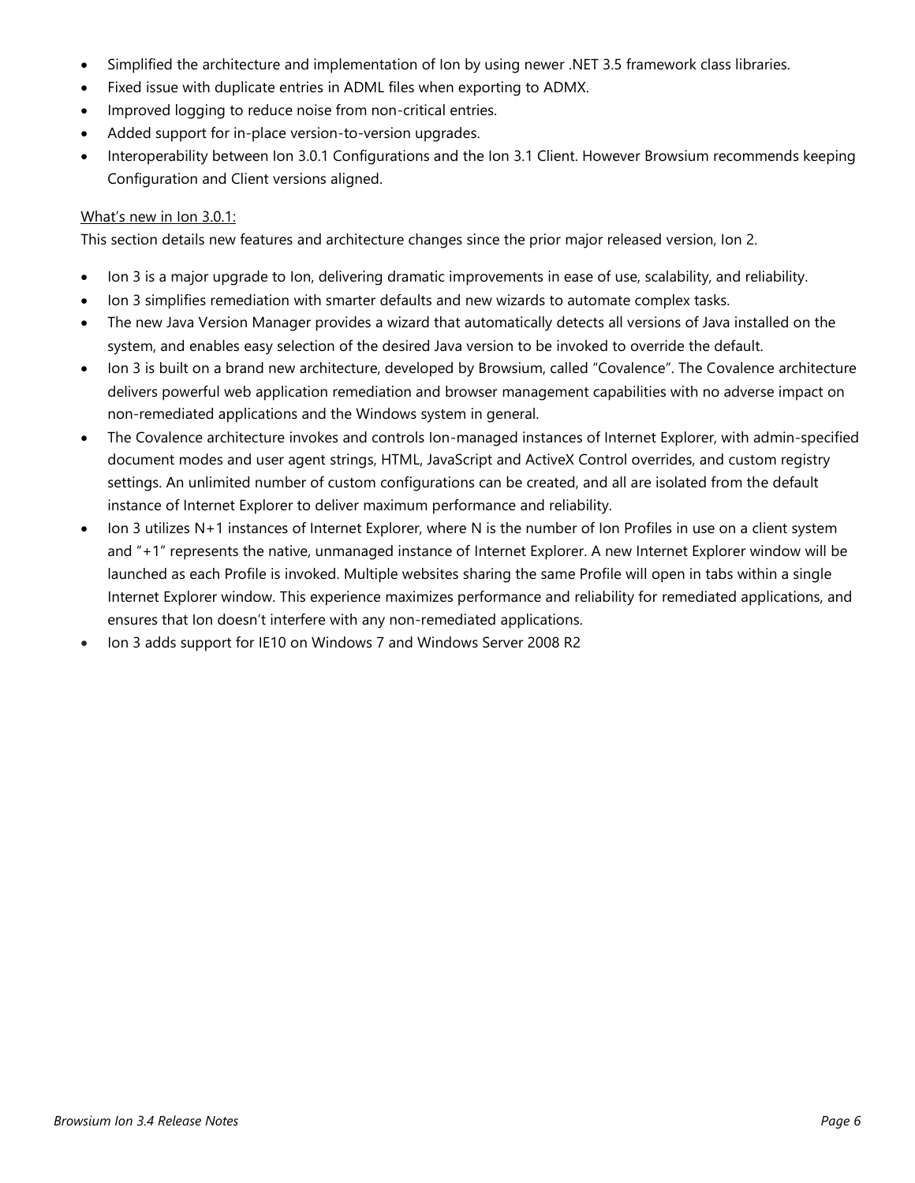- Simplified the architecture and implementation of Ion by using newer .NET 3.5 framework class libraries.
- Fixed issue with duplicate entries in ADML files when exporting to ADMX.
- Improved logging to reduce noise from non-critical entries.
- Added support for in-place version-to-version upgrades.
- Interoperability between Ion 3.0.1 Configurations and the Ion 3.1 Client. However Browsium recommends keeping Configuration and Client versions aligned.

What's new in Ion 3.0.1:

This section details new features and architecture changes since the prior major released version, Ion 2.

- Ion 3 is a major upgrade to Ion, delivering dramatic improvements in ease of use, scalability, and reliability.
- Ion 3 simplifies remediation with smarter defaults and new wizards to automate complex tasks.
- The new Java Version Manager provides a wizard that automatically detects all versions of Java installed on the system, and enables easy selection of the desired Java version to be invoked to override the default.
- Ion 3 is built on a brand new architecture, developed by Browsium, called "Covalence". The Covalence architecture delivers powerful web application remediation and browser management capabilities with no adverse impact on non-remediated applications and the Windows system in general.
- The Covalence architecture invokes and controls Ion-managed instances of Internet Explorer, with admin-specified document modes and user agent strings, HTML, JavaScript and ActiveX Control overrides, and custom registry settings. An unlimited number of custom configurations can be created, and all are isolated from the default instance of Internet Explorer to deliver maximum performance and reliability.
- Ion 3 utilizes N+1 instances of Internet Explorer, where N is the number of Ion Profiles in use on a client system and "+1" represents the native, unmanaged instance of Internet Explorer. A new Internet Explorer window will be launched as each Profile is invoked. Multiple websites sharing the same Profile will open in tabs within a single Internet Explorer window. This experience maximizes performance and reliability for remediated applications, and ensures that Ion doesn't interfere with any non-remediated applications.
- Ion 3 adds support for IE10 on Windows 7 and Windows Server 2008 R2